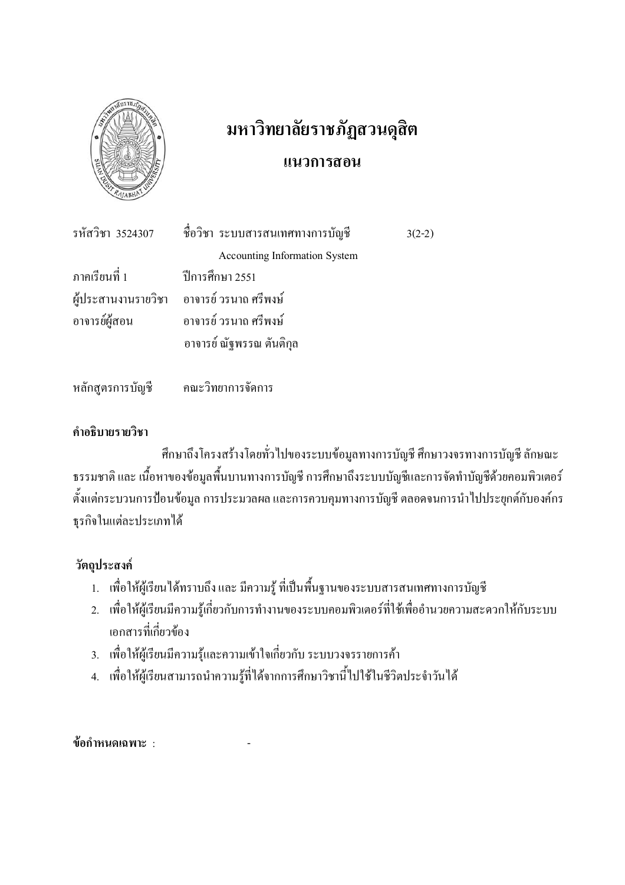# มหาวิทยาลัยราชภัฏสวนดุสิต

## แนวการสอน

รหัสวิชา 3524307 ชื่อวิชา ระบบสารสนเทศทางการบัญชี 3(2-2)

Accounting Information System

ภาคเรียนที่ 1 ปีการศึกษา 2551

ผู้ประสานงานรายวิชา อาจารย์ วรนาถ ศรีพงษ์

อาจารย์ผู้สอน อาจารย์ วรนาถ ศรีพงษ์

อาจารย์ ณัฐพรรณ ตันติกุล

หลักสูตรการบัญชี คณะวิทยาการจัดการ

**คำอธิบายรายวิชา**

ศึกษาถึงโครงสร้างโดยทั่วไปของระบบข้อมูลทางการบัญชี ศึกษาวงจรทางการบัญชี ลักษณะธรรมชาติ และ เนื้อหาของข้อมูลพื้นบานทางการบัญชี การศึกษาถึงระบบบัญชีและการจัดทำบัญชีด้วยคอมพิวเตอร์ ตั้งแต่กระบวนการป้อนข้อมูล การประมวลผล และการควบคุมทางการบัญชี ตลอดจนการนำไปประยุกต์กับองค์กรธุรกิจในแต่ละประเภทได้

**วัตถุประสงค์**

1. เพื่อให้ผู้เรียนได้ทราบถึง และ มีความรู้ ที่เป็นพื้นฐานของระบบสารสนเทศทางการบัญชี
2. เพื่อให้ผู้เรียนมีความรู้เกี่ยวกับการทำงานของระบบคอมพิวเตอร์ที่ใช้เพื่ออำนวยความสะดวกให้กับระบบเอกสารที่เกี่ยวข้อง
3. เพื่อให้ผู้เรียนมีความรุ้และความเข้าใจเกี่ยวกับ ระบบวงจรรายการค้า
4. เพื่อให้ผู้เรียนสามารถนำความรู้ที่ได้จากการศึกษาวิชานี้ไปใช้ในชีวิตประจำวันได้

**ข้อกำหนดเฉพาะ** : -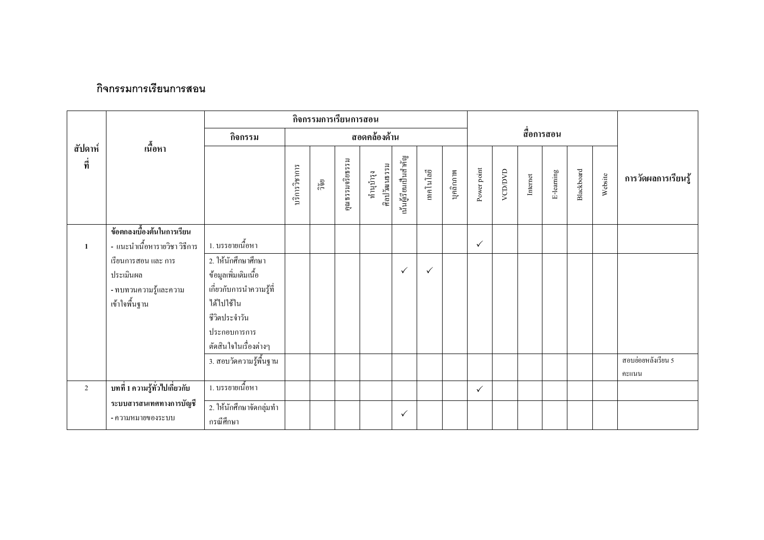## กิจกรรมการเรียนการสอน

| สัปดาห์ที่ | เนื้อหา | กิจกรรมการเรียนการสอน | | | | | | | | สื่อการสอน | | | | | | การวัดผลการเรียนรู้ |
|---|---|---|---|---|---|---|---|---|---|---|---|---|---|---|---|---|
| | | กิจกรรม | สอดคล้องด้าน | | | | | | | | | | | | | |
| | | | บริการวิชาการ | วิจัย | คุณธรรมจริยธรรม | ทำนุบำรุงศิลปวัฒนธรรม | เน้นผู้เรียนเป็นสำคัญ | เทคโนโลยี | บุคลิกภาพ | Power point | VCD/DVD | Internet | E-learning | Blackboard | Website | |
| 1 | **ข้อตกลงเบื้องต้นในการเรียน**<br>- แนะนำเนื้อหารายวิชา วิธีการเรียนการสอน และ การประเมินผล<br>- ทบทวนความรู้และความเข้าใจพื้นฐาน | 1. บรรยายเนื้อหา | | | | | | | | ✓ | | | | | | |
| | | 2. ให้นักศึกษาศึกษาข้อมูลเพิ่มเติมเนื้อเกี่ยวกับการนำความรู้ที่ได้ไปใช้ในชีวิตประจำวันประกอบการการตัดสินใจในเรื่องต่างๆ | | | | | ✓ | ✓ | | | | | | | | |
| | | 3. สอบวัดความรู้พื้นฐาน | | | | | | | | | | | | | | สอบย่อยหลังเรียน 5 คะแนน |
| 2 | **บทที่ 1 ความรู้ทั่วไปเกี่ยวกับระบบสารสนเทศทางการบัญชี**<br>- ความหมายของระบบ | 1. บรรยายเนื้อหา | | | | | | | | ✓ | | | | | | |
| | | 2. ให้นักศึกษาจัดกลุ่มทำกรณีศึกษา | | | | | ✓ | | | | | | | | | |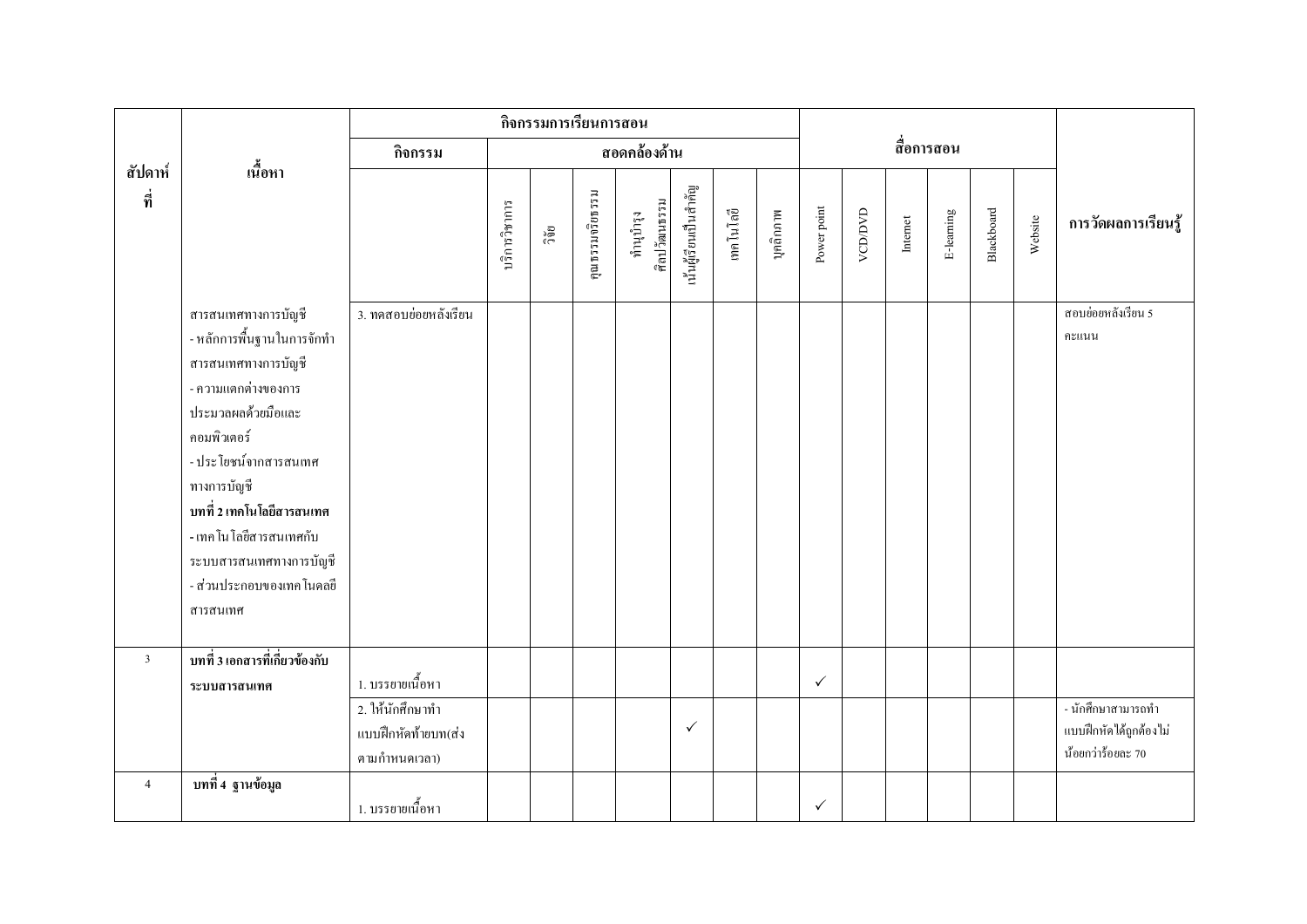| สัปดาห์ที่ | เนื้อหา | กิจกรรมการเรียนการสอน | | | | | | | | สื่อการสอน | | | | | | การวัดผลการเรียนรู้ |
|---|---|---|---|---|---|---|---|---|---|---|---|---|---|---|---|---|
| | | กิจกรรม | สอดคล้องด้าน | | | | | | | | | | | | | |
| | | | บริการวิชาการ | วิจัย | คุณธรรมจริยธรรม | ทำนุบำรุงศิลปวัฒนธรรม | เน้นผู้เรียนเป็นสำคัญ | เทคโนโลยี | บุคลิกภาพ | Power point | VCD/DVD | Internet | E-learning | Blackboard | Website | |
| | สารสนเทศทางการบัญชี<br>- หลักการพื้นฐานในการจัดทำสารสนเทศทางการบัญชี<br>- ความแตกต่างของการประมวลผลด้วยมือและคอมพิวเตอร์<br>- ประโยชน์จากสารสนเทศทางการบัญชี<br>**บทที่ 2 เทคโนโลยีสารสนเทศ**<br>- เทคโนโลยีสารสนเทศกับระบบสารสนเทศทางการบัญชี<br>- ส่วนประกอบของเทคโนคลยีสารสนเทศ | 3. ทดสอบย่อยหลังเรียน | | | | | | | | | | | | | | สอบย่อยหลังเรียน 5 คะแนน |
| 3 | **บทที่ 3 เอกสารที่เกี่ยวข้องกับระบบสารสนเทศ** | 1. บรรยายเนื้อหา | | | | | | | | ✓ | | | | | | |
| | | 2. ให้นักศึกษาทำแบบฝึกหัดท้ายบท(ส่งตามกำหนดเวลา) | | | | | ✓ | | | | | | | | | - นักศึกษาสามารถทำแบบฝึกหัดได้ถูกต้องไม่น้อยกว่าร้อยละ 70 |
| 4 | **บทที่ 4 ฐานข้อมูล** | 1. บรรยายเนื้อหา | | | | | | | | ✓ | | | | | | |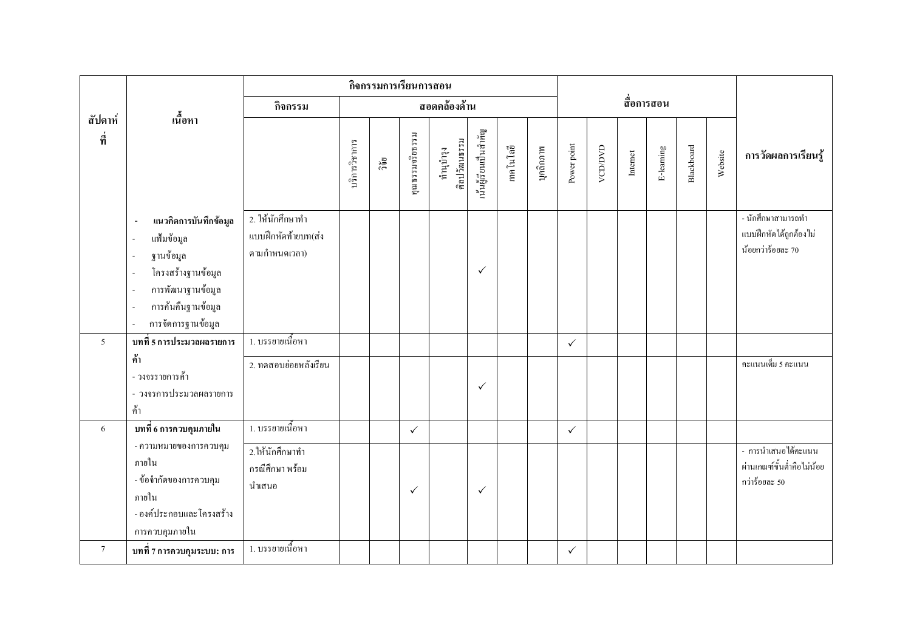| สัปดาห์ที่ | เนื้อหา | กิจกรรมการเรียนการสอน | | | | | | | | | สื่อการสอน | | | | | | การวัดผลการเรียนรู้ |
|---|---|---|---|---|---|---|---|---|---|---|---|---|---|---|---|---|---|
| | | กิจกรรม | สอดคล้องด้าน | | | | | | | | | | | | | | |
| | | | บริการวิชาการ | วิจัย | คุณธรรมจริยธรรม | ทำนุบำรุงศิลปวัฒนธรรม | เน้นผู้เรียนเป็นสำคัญ | เทคโนโลยี | บุคลิกภาพ | Power point | VCD/DVD | Internet | E-learning | Blackboard | Website | |
| | - **แนวคิดการบันทึกข้อมูล**<br>- แฟ้มข้อมูล<br>- ฐานข้อมูล<br>- โครงสร้างฐานข้อมูล<br>- การพัฒนาฐานข้อมูล<br>- การค้นคืนฐานข้อมูล<br>- การจัดการฐานข้อมูล | 2. ให้นักศึกษาทำแบบฝึกหัดท้ายบท(ส่งตามกำหนดเวลา) | | | | | ✓ | | | | | | | | | - นักศึกษาสามารถทำแบบฝึกหัดได้ถูกต้องไม่น้อยกว่าร้อยละ 70 |
| 5 | **บทที่ 5 การประมวลผลรายการค้า**<br>- วงจรรายการค้า<br>- วงจรการประมวลผลรายการค้า | 1. บรรยายเนื้อหา | | | | | | | | ✓ | | | | | | |
| | | 2. ทดสอบย่อยหลังเรียน | | | | | ✓ | | | | | | | | | คะแนนเต็ม 5 คะแนน |
| 6 | **บทที่ 6 การควบคุมภายใน**<br>- ความหมายของการควบคุมภายใน<br>- ข้อจำกัดของการควบคุมภายใน<br>- องค์ประกอบและโครงสร้างการควบคุมภายใน | 1. บรรยายเนื้อหา | | | ✓ | | | | | ✓ | | | | | | |
| | | 2.ให้นักศึกษาทำกรณีศึกษา พร้อมนำเสนอ | | | ✓ | | ✓ | | | | | | | | | - การนำเสนอได้คะแนนผ่านเกณฑ์ขั้นต่ำคือไม่น้อยกว่าร้อยละ 50 |
| 7 | **บทที่ 7 การควบคุมระบบ: การ** | 1. บรรยายเนื้อหา | | | | | | | | ✓ | | | | | | |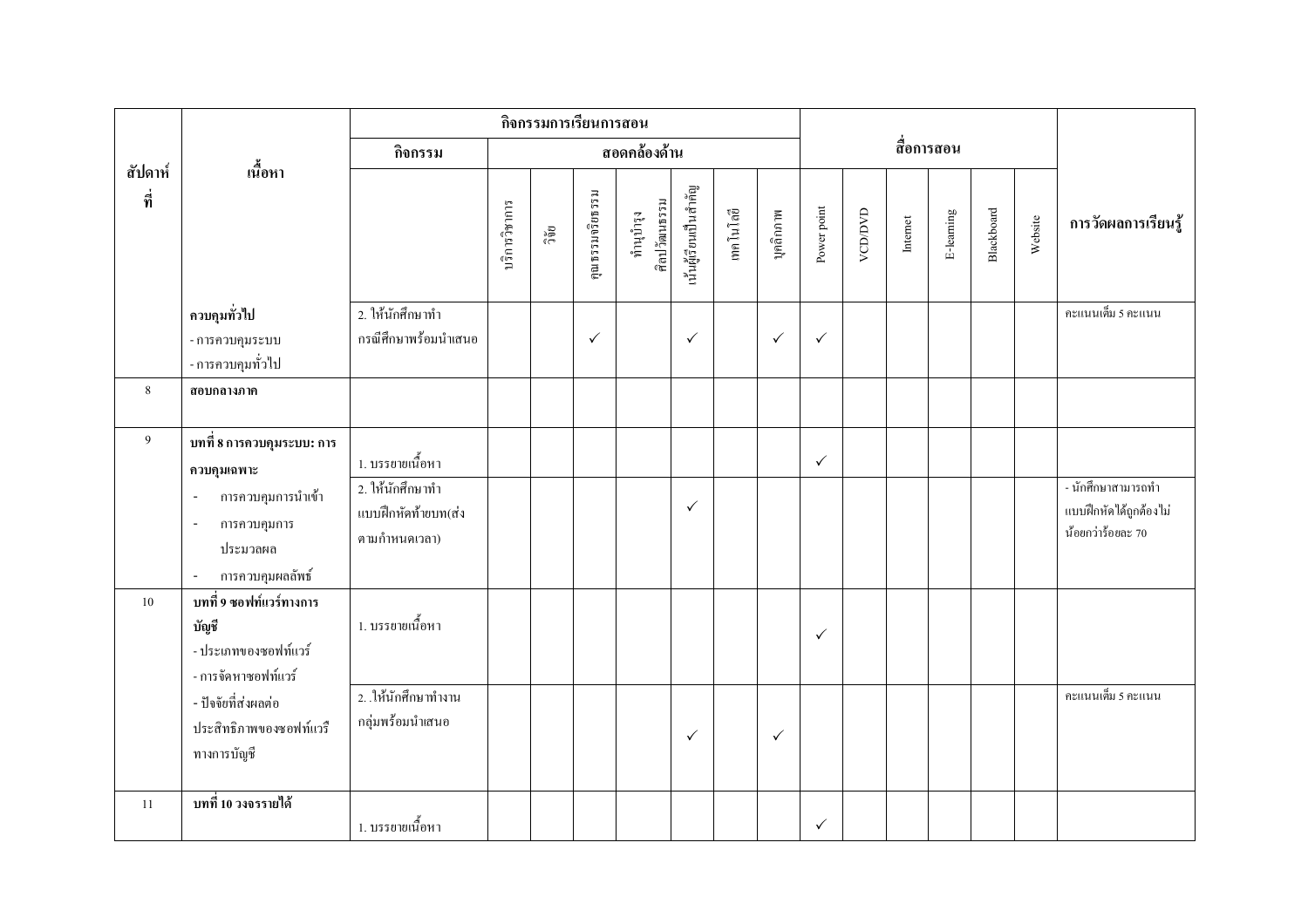| สัปดาห์ที่ | เนื้อหา | กิจกรรมการเรียนการสอน | | | | | | | | สื่อการสอน | | | | | | การวัดผลการเรียนรู้ |
|---|---|---|---|---|---|---|---|---|---|---|---|---|---|---|---|---|
| | | กิจกรรม | สอดคล้องด้าน | | | | | | | | | | | | | |
| | | | บริการวิชาการ | วิจัย | คุณธรรมจริยธรรม | ทำนุบำรุงศิลปวัฒนธรรม | เน้นผู้เรียนเป็นสำคัญ | เทคโนโลยี | บุคลิกภาพ | Power point | VCD/DVD | Internet | E-learning | Blackboard | Website | |
| | **ควบคุมทั่วไป**<br>- การควบคุมระบบ<br>- การควบคุมทั่วไป | 2. ให้นักศึกษาทำกรณีศึกษาพร้อมนำเสนอ | | | ✓ | | ✓ | | ✓ | ✓ | | | | | | คะแนนเต็ม 5 คะแนน |
| 8 | **สอบกลางภาค** | | | | | | | | | | | | | | | |
| 9 | **บทที่ 8 การควบคุมระบบ: การควบคุมเฉพาะ** | 1. บรรยายเนื้อหา | | | | | | | | ✓ | | | | | | |
| | - การควบคุมการนำเข้า<br>- การควบคุมการประมวลผล<br>- การควบคุมผลลัพธ์ | 2. ให้นักศึกษาทำแบบฝึกหัดท้ายบท(ส่งตามกำหนดเวลา) | | | | | ✓ | | | | | | | | | - นักศึกษาสามารถทำแบบฝึกหัดได้ถูกต้องไม่น้อยกว่าร้อยละ 70 |
| 10 | **บทที่ 9 ซอฟท์แวร์ทางการบัญชี**<br>- ประเภทของซอฟท์แวร์<br>- การจัดหาซอฟท์แวร์ | 1. บรรยายเนื้อหา | | | | | | | | ✓ | | | | | | |
| | - ปัจจัยที่ส่งผลต่อประสิทธิภาพของซอฟท์แวร์ทางการบัญชี | 2. .ให้นักศึกษาทำงานกลุ่มพร้อมนำเสนอ | | | | | ✓ | | ✓ | | | | | | | คะแนนเต็ม 5 คะแนน |
| 11 | **บทที่ 10 วงจรรายได้** | 1. บรรยายเนื้อหา | | | | | | | | ✓ | | | | | | |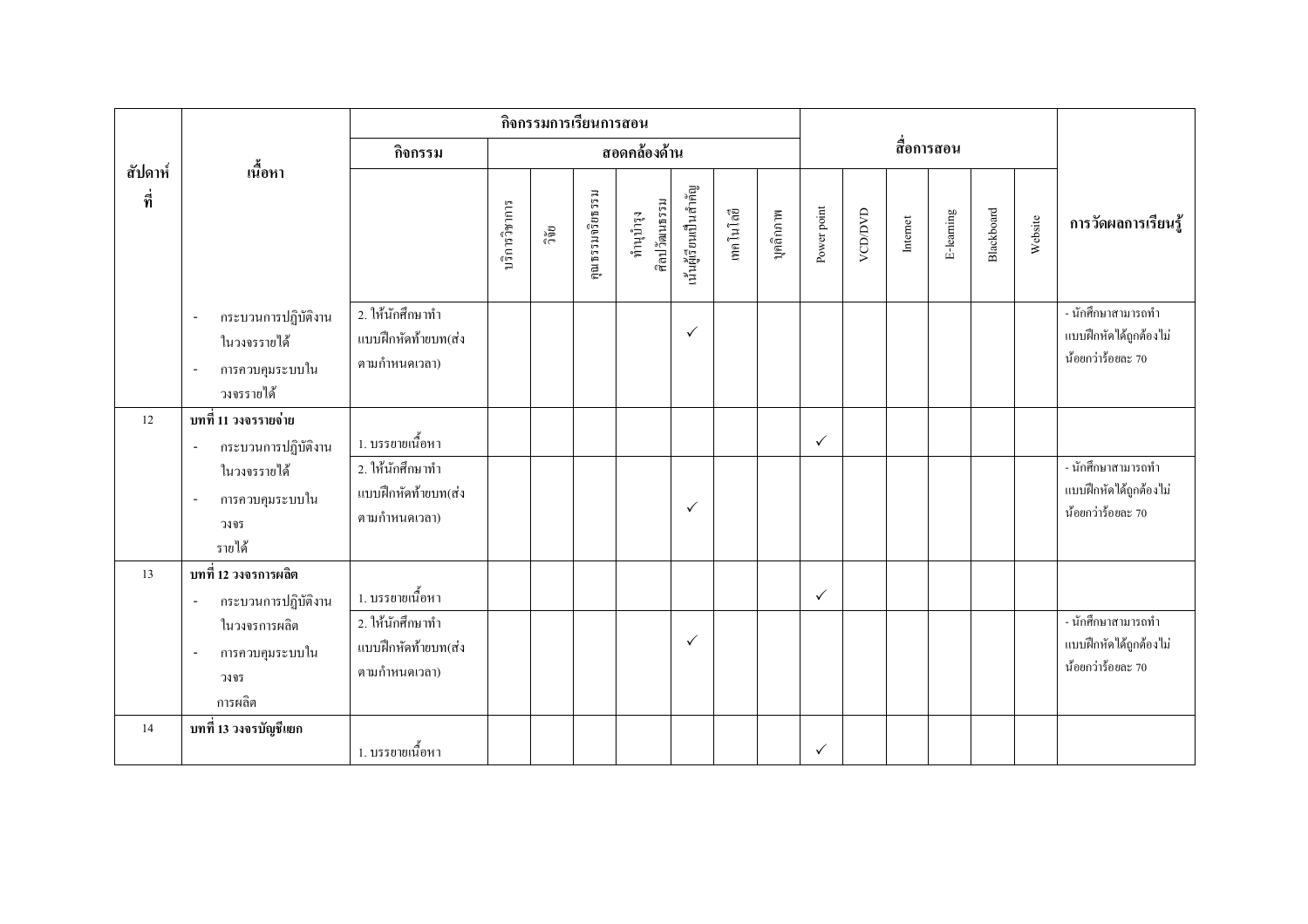| สัปดาห์ที่ | เนื้อหา | กิจกรรมการเรียนการสอน | | | | | | | | | สื่อการสอน | | | | | | การวัดผลการเรียนรู้ |
|---|---|---|---|---|---|---|---|---|---|---|---|---|---|---|---|---|---|
| | | กิจกรรม | สอดคล้องด้าน | | | | | | | | | | | | | | |
| | | | บริการวิชาการ | วิจัย | คุณธรรมจริยธรรม | ทำนุบำรุงศิลปวัฒนธรรม | เน้นผู้เรียนเป็นสำคัญ | เทคโนโลยี | บุคลิกภาพ | Power point | VCD/DVD | Internet | E-learning | Blackboard | Website | |
| | - กระบวนการปฏิบัติงานในวงจรรายได้<br>- การควบคุมระบบในวงจรรายได้ | 2. ให้นักศึกษาทำแบบฝึกหัดท้ายบท(ส่งตามกำหนดเวลา) | | | | | ✓ | | | | | | | | | - นักศึกษาสามารถทำแบบฝึกหัดได้ถูกต้องไม่น้อยกว่าร้อยละ 70 |
| 12 | **บทที่ 11 วงจรรายจ่าย**<br>- กระบวนการปฏิบัติงานในวงจรรายได้<br>- การควบคุมระบบในวงจร รายได้ | 1. บรรยายเนื้อหา | | | | | | | | ✓ | | | | | | |
| | | 2. ให้นักศึกษาทำแบบฝึกหัดท้ายบท(ส่งตามกำหนดเวลา) | | | | | ✓ | | | | | | | | | - นักศึกษาสามารถทำแบบฝึกหัดได้ถูกต้องไม่น้อยกว่าร้อยละ 70 |
| 13 | **บทที่ 12 วงจรการผลิต**<br>- กระบวนการปฏิบัติงานในวงจรการผลิต<br>- การควบคุมระบบในวงจร การผลิต | 1. บรรยายเนื้อหา | | | | | | | | ✓ | | | | | | |
| | | 2. ให้นักศึกษาทำแบบฝึกหัดท้ายบท(ส่งตามกำหนดเวลา) | | | | | ✓ | | | | | | | | | - นักศึกษาสามารถทำแบบฝึกหัดได้ถูกต้องไม่น้อยกว่าร้อยละ 70 |
| 14 | **บทที่ 13 วงจรบัญชีแยก** | 1. บรรยายเนื้อหา | | | | | | | | ✓ | | | | | | |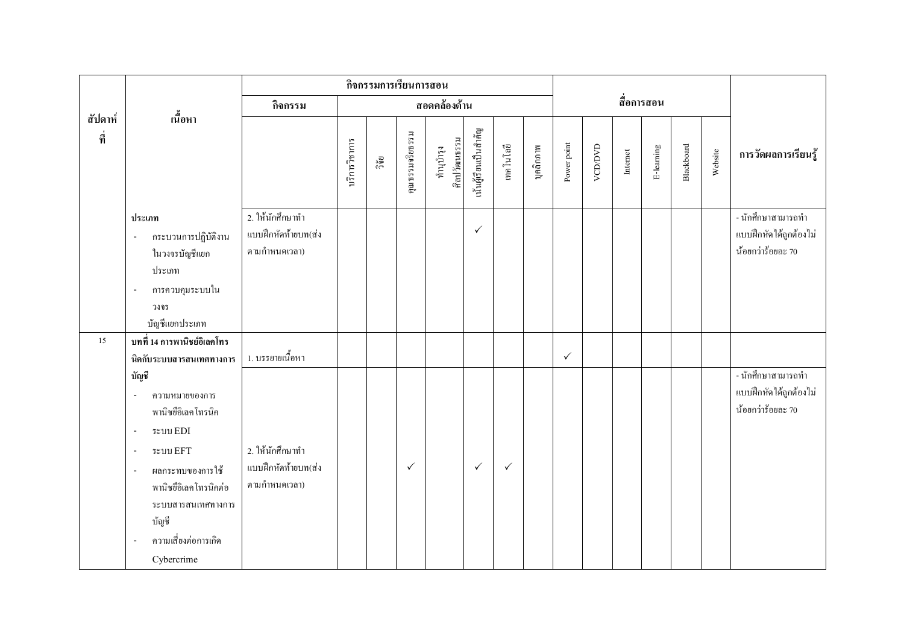| สัปดาห์ที่ | เนื้อหา | กิจกรรมการเรียนการสอน | | | | | | | | สื่อการสอน | | | | | | การวัดผลการเรียนรู้ |
|---|---|---|---|---|---|---|---|---|---|---|---|---|---|---|---|---|
| | | กิจกรรม | สอดคล้องด้าน | | | | | | | | | | | | | |
| | | | บริการวิชาการ | วิจัย | คุณธรรมจริยธรรม | ทำนุบำรุงศิลปวัฒนธรรม | เน้นผู้เรียนเป็นสำคัญ | เทคโนโลยี | บุคลิกภาพ | Power point | VCD/DVD | Internet | E-learning | Blackboard | Website | |
| | **ประเภท**<br>- กระบวนการปฏิบัติงานในวงจรบัญชีแยกประเภท<br>- การควบคุมระบบในวงจรบัญชีแยกประเภท | 2. ให้นักศึกษาทำแบบฝึกหัดท้ายบท(ส่งตามกำหนดเวลา) | | | | | ✓ | | | | | | | | | - นักศึกษาสามารถทำแบบฝึกหัดได้ถูกต้องไม่น้อยกว่าร้อยละ 70 |
| 15 | **บทที่ 14 การพาณิชย์อิเลคโทรนิคกับระบบสารสนเทศทางการบัญชี** | 1. บรรยายเนื้อหา | | | | | | | | ✓ | | | | | | |
| | - ความหมายของการพาณิชย์อิเลคโทรนิค<br>- ระบบ EDI<br>- ระบบ EFT<br>- ผลกระทบของการใช้พาณิชย์อิเลคโทรนิคต่อระบบสารสนเทศทางการบัญชี<br>- ความเสี่ยงต่อการเกิด Cybercrime | 2. ให้นักศึกษาทำแบบฝึกหัดท้ายบท(ส่งตามกำหนดเวลา) | | | ✓ | | ✓ | ✓ | | | | | | | | - นักศึกษาสามารถทำแบบฝึกหัดได้ถูกต้องไม่น้อยกว่าร้อยละ 70 |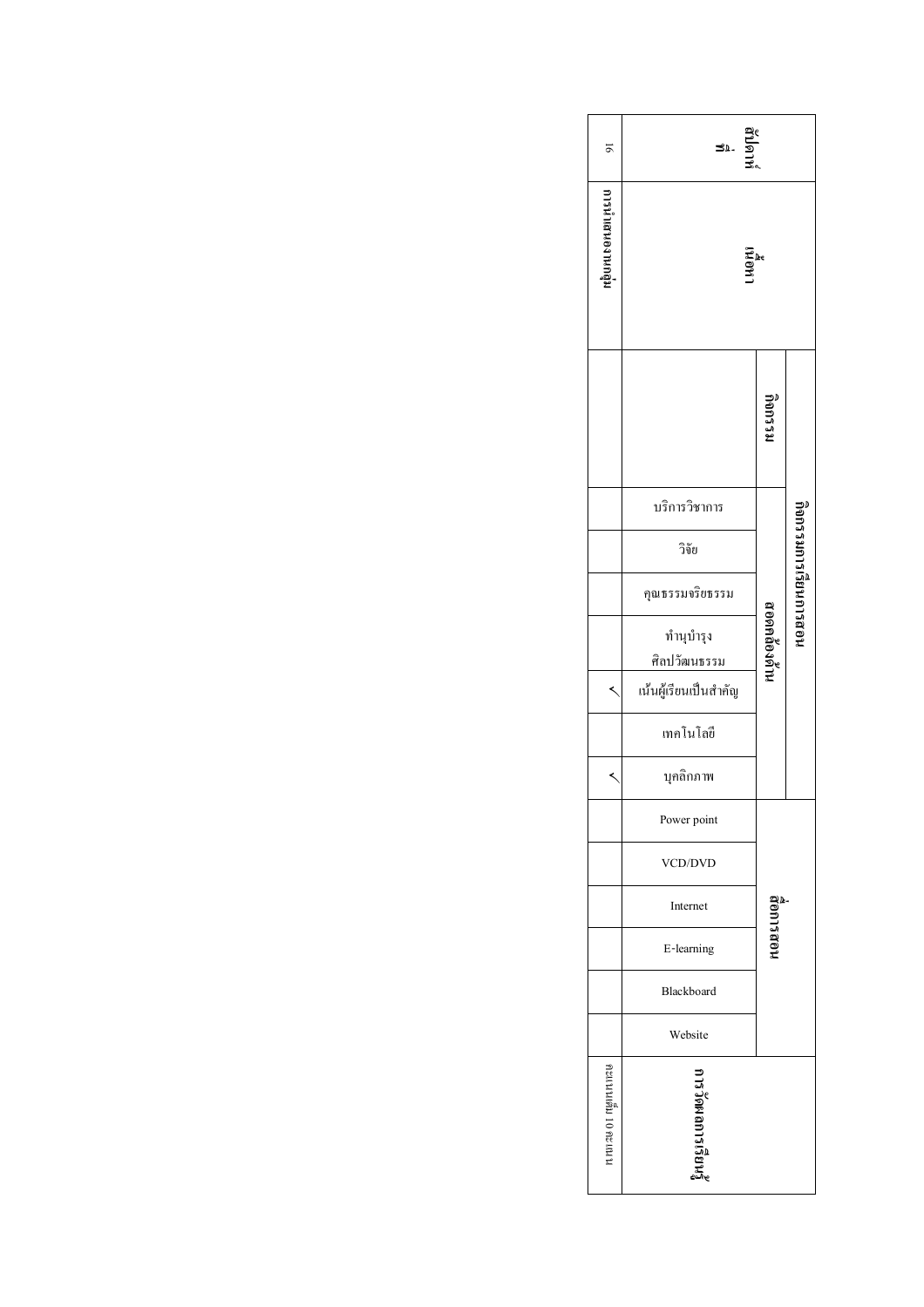| สัปดาห์ที่ | เนื้อหา | กิจกรรมการเรียนการสอน | | | | | | | | สื่อการสอน | | | | | | การวัดผลการเรียนรู้ |
|---|---|---|---|---|---|---|---|---|---|---|---|---|---|---|---|---|
| | | กิจกรรม | สอดคล้องด้าน | | | | | | | | | | | | | |
| | | | บริการวิชาการ | วิจัย | คุณธรรมจริยธรรม | ทำนุบำรุงศิลปวัฒนธรรม | เน้นผู้เรียนเป็นสำคัญ | เทคโนโลยี | บุคลิกภาพ | Power point | VCD/DVD | Internet | E-learning | Blackboard | Website | |
| 16 | สอบกลางภาค | | | | | | ✓ | | ✓ | | | | | | | คะแนนเต็ม 10 คะแนน |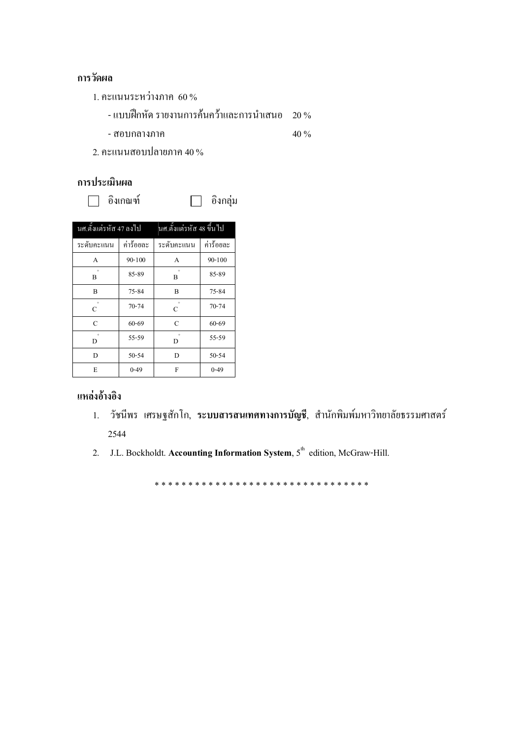## การวัดผล

1. คะแนนระหว่างภาค 60 %
   - แบบฝึกหัด รายงานการค้นคว้าและการนำเสนอ 20 %
   - สอบกลางภาค 40 %
2. คะแนนสอบปลายภาค 40 %

## การประเมินผล

☐ อิงเกณฑ์ ☐ อิงกลุ่ม

| นศ.ตั้งแต่รหัส 47 ลงไป | | นศ.ตั้งแต่รหัส 48 ขึ้นไป | |
|---|---|---|---|
| ระดับคะแนน | ค่าร้อยละ | ระดับคะแนน | ค่าร้อยละ |
| A | 90-100 | A | 90-100 |
| B+ | 85-89 | B+ | 85-89 |
| B | 75-84 | B | 75-84 |
| C+ | 70-74 | C+ | 70-74 |
| C | 60-69 | C | 60-69 |
| D+ | 55-59 | D+ | 55-59 |
| D | 50-54 | D | 50-54 |
| E | 0-49 | F | 0-49 |

## แหล่งอ้างอิง

1. วัชนีพร เศรษฐสักโก, **ระบบสารสนเทศทางการบัญชี**, สำนักพิมพ์มหาวิทยาลัยธรรมศาสตร์ 2544
2. J.L. Bockholdt. **Accounting Information System**, 5th edition, McGraw-Hill.

* * * * * * * * * * * * * * * * * * * * * * * * * * * * * * * *